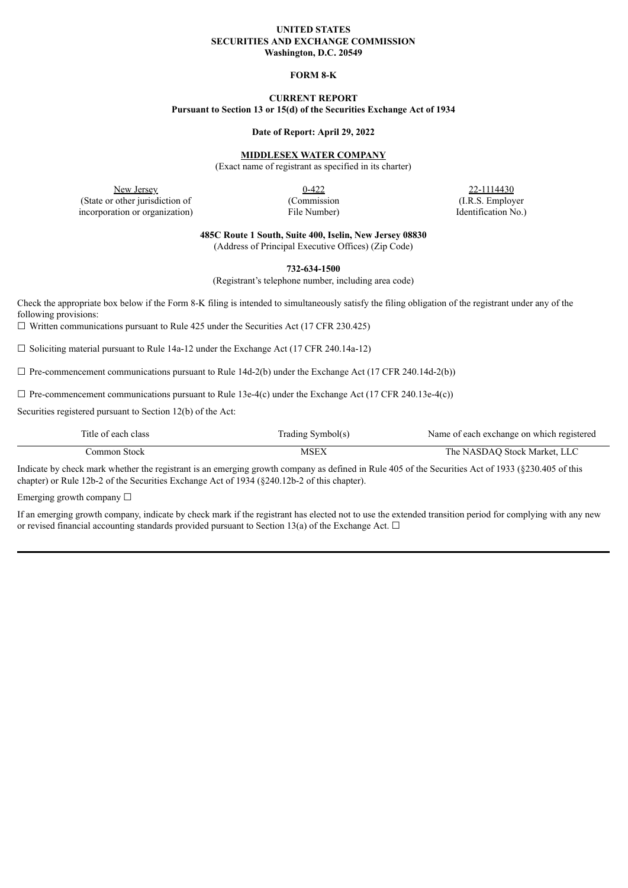**UNITED STATES**
**SECURITIES AND EXCHANGE COMMISSION**
**Washington, D.C. 20549**

**FORM 8-K**

**CURRENT REPORT**
**Pursuant to Section 13 or 15(d) of the Securities Exchange Act of 1934**

**Date of Report: April 29, 2022**

**MIDDLESEX WATER COMPANY**
(Exact name of registrant as specified in its charter)

| New Jersey | 0-422 | 22-1114430 |
|---|---|---|
| (State or other jurisdiction of incorporation or organization) | (Commission File Number) | (I.R.S. Employer Identification No.) |

**485C Route 1 South, Suite 400, Iselin, New Jersey 08830**
(Address of Principal Executive Offices) (Zip Code)

**732-634-1500**
(Registrant's telephone number, including area code)

Check the appropriate box below if the Form 8-K filing is intended to simultaneously satisfy the filing obligation of the registrant under any of the following provisions:

☐ Written communications pursuant to Rule 425 under the Securities Act (17 CFR 230.425)

☐ Soliciting material pursuant to Rule 14a-12 under the Exchange Act (17 CFR 240.14a-12)

☐ Pre-commencement communications pursuant to Rule 14d-2(b) under the Exchange Act (17 CFR 240.14d-2(b))

☐ Pre-commencement communications pursuant to Rule 13e-4(c) under the Exchange Act (17 CFR 240.13e-4(c))

Securities registered pursuant to Section 12(b) of the Act:

| Title of each class | Trading Symbol(s) | Name of each exchange on which registered |
|---|---|---|
| Common Stock | MSEX | The NASDAQ Stock Market, LLC |

Indicate by check mark whether the registrant is an emerging growth company as defined in Rule 405 of the Securities Act of 1933 (§230.405 of this chapter) or Rule 12b-2 of the Securities Exchange Act of 1934 (§240.12b-2 of this chapter).

Emerging growth company ☐

If an emerging growth company, indicate by check mark if the registrant has elected not to use the extended transition period for complying with any new or revised financial accounting standards provided pursuant to Section 13(a) of the Exchange Act. ☐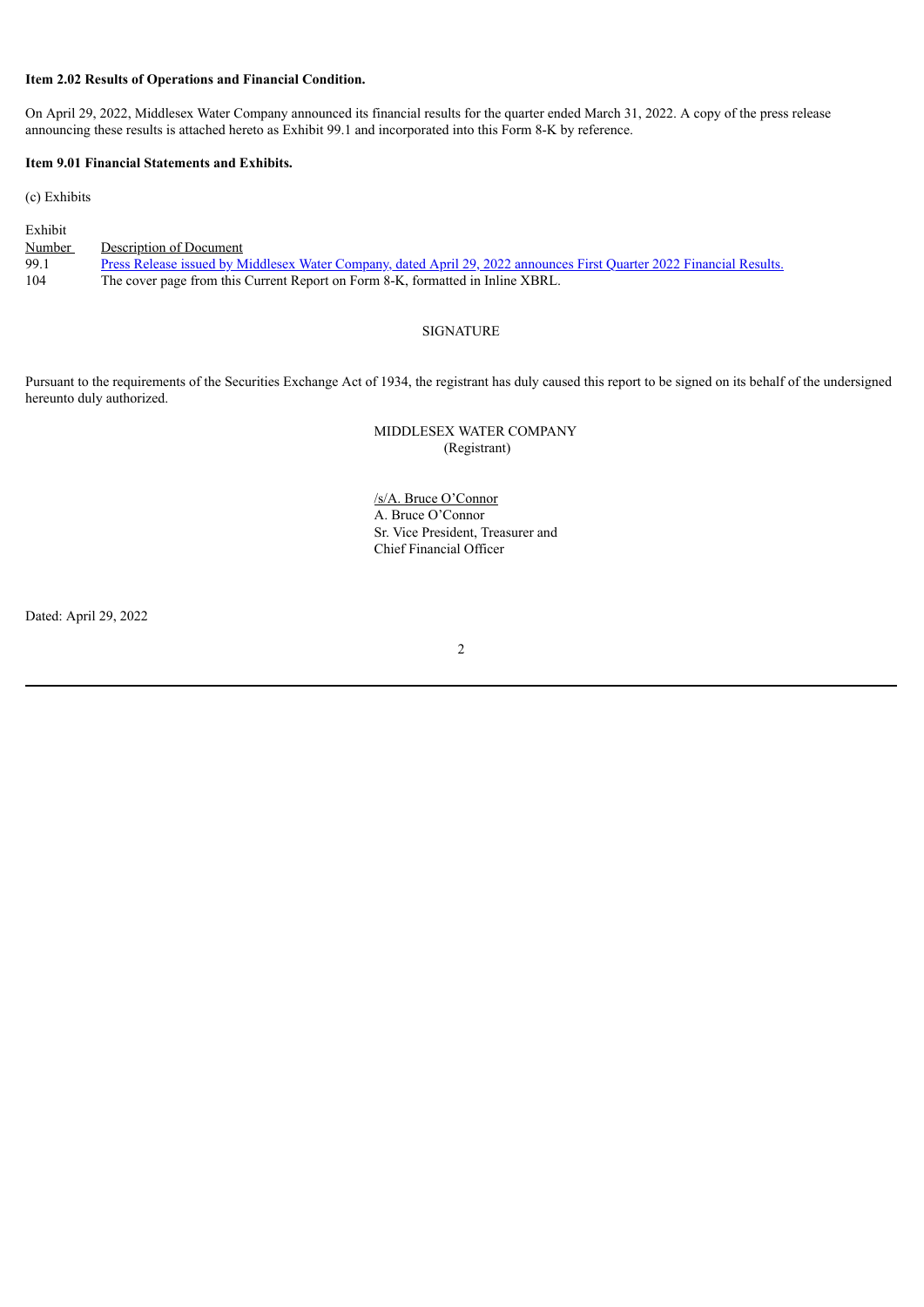**Item 2.02 Results of Operations and Financial Condition.**

On April 29, 2022, Middlesex Water Company announced its financial results for the quarter ended March 31, 2022. A copy of the press release announcing these results is attached hereto as Exhibit 99.1 and incorporated into this Form 8-K by reference.

**Item 9.01 Financial Statements and Exhibits.**

(c) Exhibits

| Exhibit Number | Description of Document |
|---|---|
| 99.1 | Press Release issued by Middlesex Water Company, dated April 29, 2022 announces First Quarter 2022 Financial Results. |
| 104 | The cover page from this Current Report on Form 8-K, formatted in Inline XBRL. |

SIGNATURE

Pursuant to the requirements of the Securities Exchange Act of 1934, the registrant has duly caused this report to be signed on its behalf of the undersigned hereunto duly authorized.

MIDDLESEX WATER COMPANY
(Registrant)

/s/A. Bruce O'Connor
A. Bruce O'Connor
Sr. Vice President, Treasurer and
Chief Financial Officer

Dated: April 29, 2022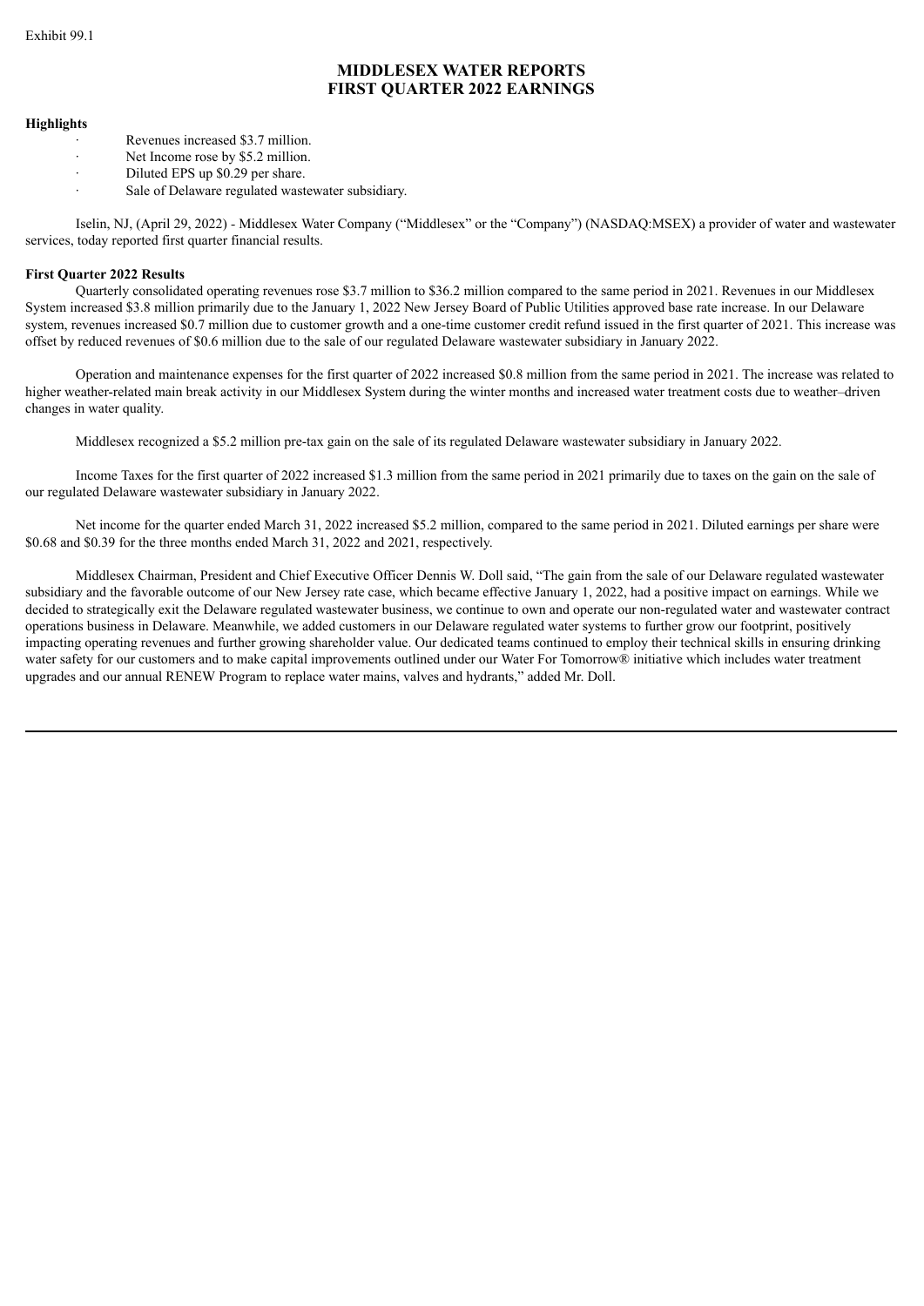Exhibit 99.1

# MIDDLESEX WATER REPORTS FIRST QUARTER 2022 EARNINGS

**Highlights**

- Revenues increased $3.7 million.
- Net Income rose by $5.2 million.
- Diluted EPS up $0.29 per share.
- Sale of Delaware regulated wastewater subsidiary.

Iselin, NJ, (April 29, 2022) - Middlesex Water Company ("Middlesex" or the "Company") (NASDAQ:MSEX) a provider of water and wastewater services, today reported first quarter financial results.

**First Quarter 2022 Results**

Quarterly consolidated operating revenues rose $3.7 million to $36.2 million compared to the same period in 2021. Revenues in our Middlesex System increased $3.8 million primarily due to the January 1, 2022 New Jersey Board of Public Utilities approved base rate increase. In our Delaware system, revenues increased $0.7 million due to customer growth and a one-time customer credit refund issued in the first quarter of 2021. This increase was offset by reduced revenues of $0.6 million due to the sale of our regulated Delaware wastewater subsidiary in January 2022.

Operation and maintenance expenses for the first quarter of 2022 increased $0.8 million from the same period in 2021. The increase was related to higher weather-related main break activity in our Middlesex System during the winter months and increased water treatment costs due to weather–driven changes in water quality.

Middlesex recognized a $5.2 million pre-tax gain on the sale of its regulated Delaware wastewater subsidiary in January 2022.

Income Taxes for the first quarter of 2022 increased $1.3 million from the same period in 2021 primarily due to taxes on the gain on the sale of our regulated Delaware wastewater subsidiary in January 2022.

Net income for the quarter ended March 31, 2022 increased $5.2 million, compared to the same period in 2021. Diluted earnings per share were $0.68 and $0.39 for the three months ended March 31, 2022 and 2021, respectively.

Middlesex Chairman, President and Chief Executive Officer Dennis W. Doll said, "The gain from the sale of our Delaware regulated wastewater subsidiary and the favorable outcome of our New Jersey rate case, which became effective January 1, 2022, had a positive impact on earnings. While we decided to strategically exit the Delaware regulated wastewater business, we continue to own and operate our non-regulated water and wastewater contract operations business in Delaware. Meanwhile, we added customers in our Delaware regulated water systems to further grow our footprint, positively impacting operating revenues and further growing shareholder value. Our dedicated teams continued to employ their technical skills in ensuring drinking water safety for our customers and to make capital improvements outlined under our Water For Tomorrow® initiative which includes water treatment upgrades and our annual RENEW Program to replace water mains, valves and hydrants," added Mr. Doll.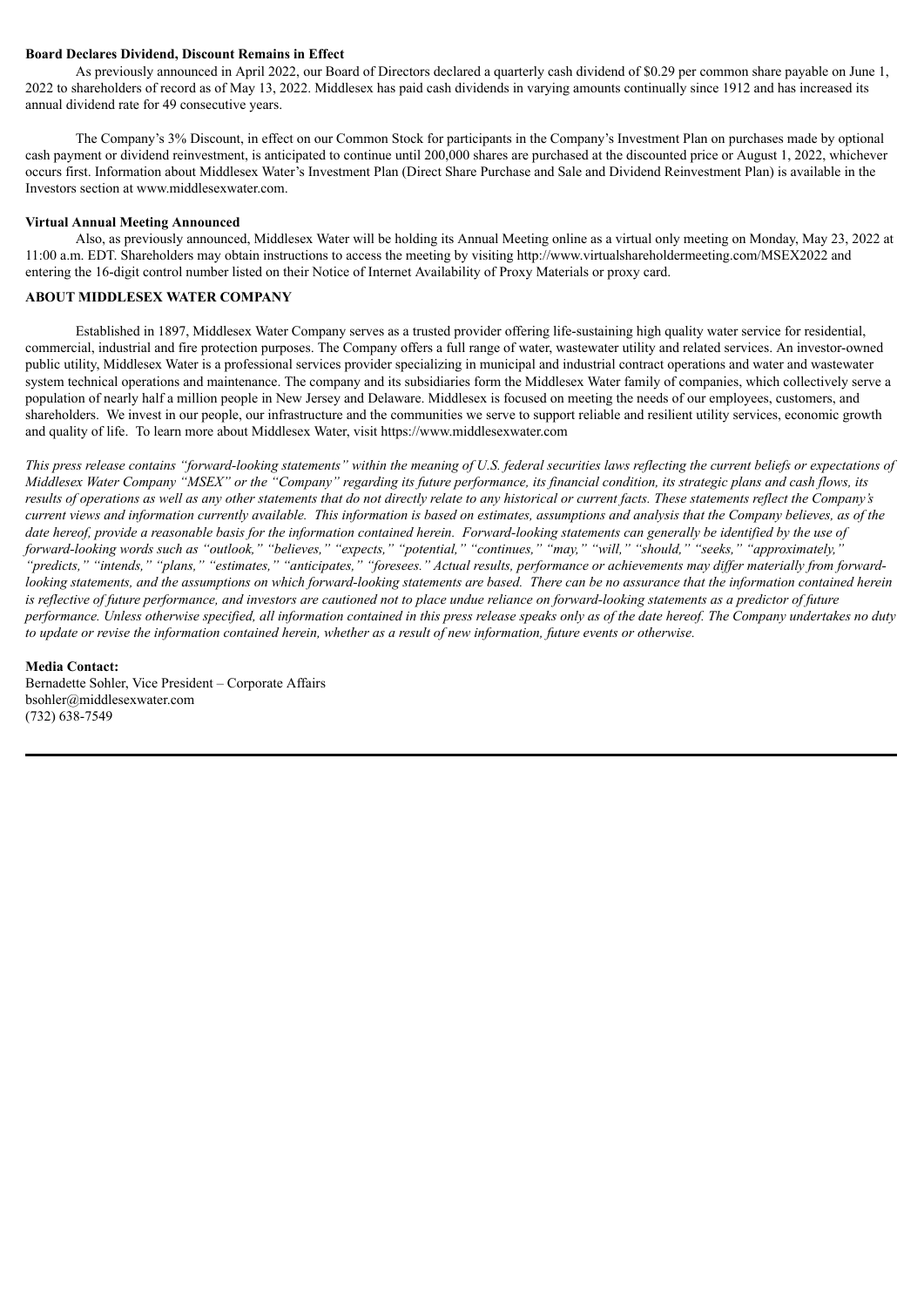**Board Declares Dividend, Discount Remains in Effect**

As previously announced in April 2022, our Board of Directors declared a quarterly cash dividend of $0.29 per common share payable on June 1, 2022 to shareholders of record as of May 13, 2022. Middlesex has paid cash dividends in varying amounts continually since 1912 and has increased its annual dividend rate for 49 consecutive years.

The Company's 3% Discount, in effect on our Common Stock for participants in the Company's Investment Plan on purchases made by optional cash payment or dividend reinvestment, is anticipated to continue until 200,000 shares are purchased at the discounted price or August 1, 2022, whichever occurs first. Information about Middlesex Water's Investment Plan (Direct Share Purchase and Sale and Dividend Reinvestment Plan) is available in the Investors section at www.middlesexwater.com.

**Virtual Annual Meeting Announced**

Also, as previously announced, Middlesex Water will be holding its Annual Meeting online as a virtual only meeting on Monday, May 23, 2022 at 11:00 a.m. EDT. Shareholders may obtain instructions to access the meeting by visiting http://www.virtualshareholdermeeting.com/MSEX2022 and entering the 16-digit control number listed on their Notice of Internet Availability of Proxy Materials or proxy card.

**ABOUT MIDDLESEX WATER COMPANY**

Established in 1897, Middlesex Water Company serves as a trusted provider offering life-sustaining high quality water service for residential, commercial, industrial and fire protection purposes. The Company offers a full range of water, wastewater utility and related services. An investor-owned public utility, Middlesex Water is a professional services provider specializing in municipal and industrial contract operations and water and wastewater system technical operations and maintenance. The company and its subsidiaries form the Middlesex Water family of companies, which collectively serve a population of nearly half a million people in New Jersey and Delaware. Middlesex is focused on meeting the needs of our employees, customers, and shareholders. We invest in our people, our infrastructure and the communities we serve to support reliable and resilient utility services, economic growth and quality of life. To learn more about Middlesex Water, visit https://www.middlesexwater.com

*This press release contains "forward-looking statements" within the meaning of U.S. federal securities laws reflecting the current beliefs or expectations of Middlesex Water Company "MSEX" or the "Company" regarding its future performance, its financial condition, its strategic plans and cash flows, its results of operations as well as any other statements that do not directly relate to any historical or current facts. These statements reflect the Company's current views and information currently available. This information is based on estimates, assumptions and analysis that the Company believes, as of the date hereof, provide a reasonable basis for the information contained herein. Forward-looking statements can generally be identified by the use of forward-looking words such as "outlook," "believes," "expects," "potential," "continues," "may," "will," "should," "seeks," "approximately," "predicts," "intends," "plans," "estimates," "anticipates," "foresees." Actual results, performance or achievements may differ materially from forward-looking statements, and the assumptions on which forward-looking statements are based. There can be no assurance that the information contained herein is reflective of future performance, and investors are cautioned not to place undue reliance on forward-looking statements as a predictor of future performance. Unless otherwise specified, all information contained in this press release speaks only as of the date hereof. The Company undertakes no duty to update or revise the information contained herein, whether as a result of new information, future events or otherwise.*

**Media Contact:**
Bernadette Sohler, Vice President – Corporate Affairs
bsohler@middlesexwater.com
(732) 638-7549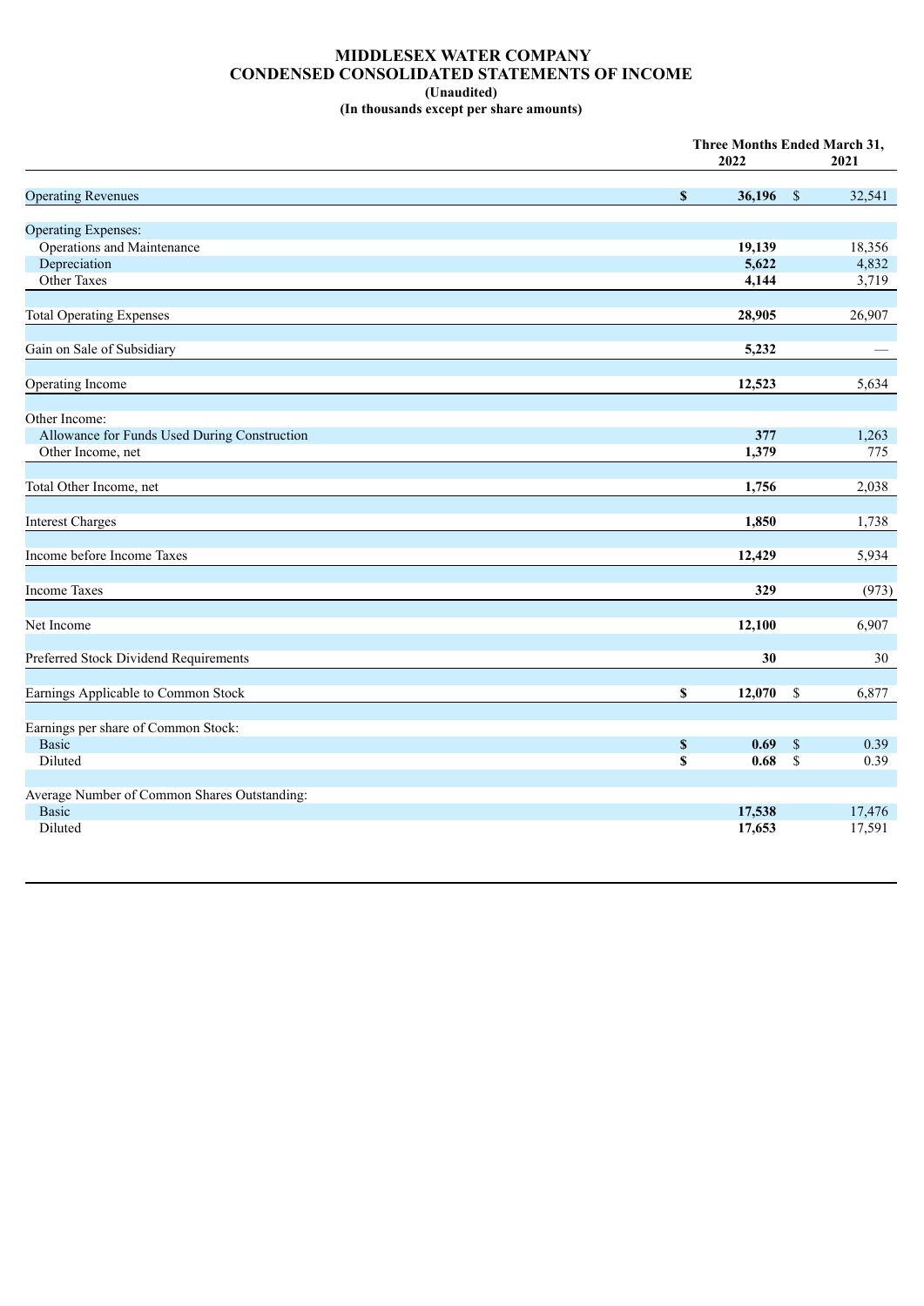# MIDDLESEX WATER COMPANY
# CONDENSED CONSOLIDATED STATEMENTS OF INCOME
**(Unaudited)**
**(In thousands except per share amounts)**

| | Three Months Ended March 31, | |
|---|---|---|
| | **2022** | **2021** |
| Operating Revenues | **$ 36,196** | $ 32,541 |
| Operating Expenses: | | |
| Operations and Maintenance | **19,139** | 18,356 |
| Depreciation | **5,622** | 4,832 |
| Other Taxes | **4,144** | 3,719 |
| Total Operating Expenses | **28,905** | 26,907 |
| Gain on Sale of Subsidiary | **5,232** | — |
| Operating Income | **12,523** | 5,634 |
| Other Income: | | |
| Allowance for Funds Used During Construction | **377** | 1,263 |
| Other Income, net | **1,379** | 775 |
| Total Other Income, net | **1,756** | 2,038 |
| Interest Charges | **1,850** | 1,738 |
| Income before Income Taxes | **12,429** | 5,934 |
| Income Taxes | **329** | (973) |
| Net Income | **12,100** | 6,907 |
| Preferred Stock Dividend Requirements | **30** | 30 |
| Earnings Applicable to Common Stock | **$ 12,070** | $ 6,877 |
| Earnings per share of Common Stock: | | |
| Basic | **$ 0.69** | $ 0.39 |
| Diluted | **$ 0.68** | $ 0.39 |
| Average Number of Common Shares Outstanding: | | |
| Basic | **17,538** | 17,476 |
| Diluted | **17,653** | 17,591 |